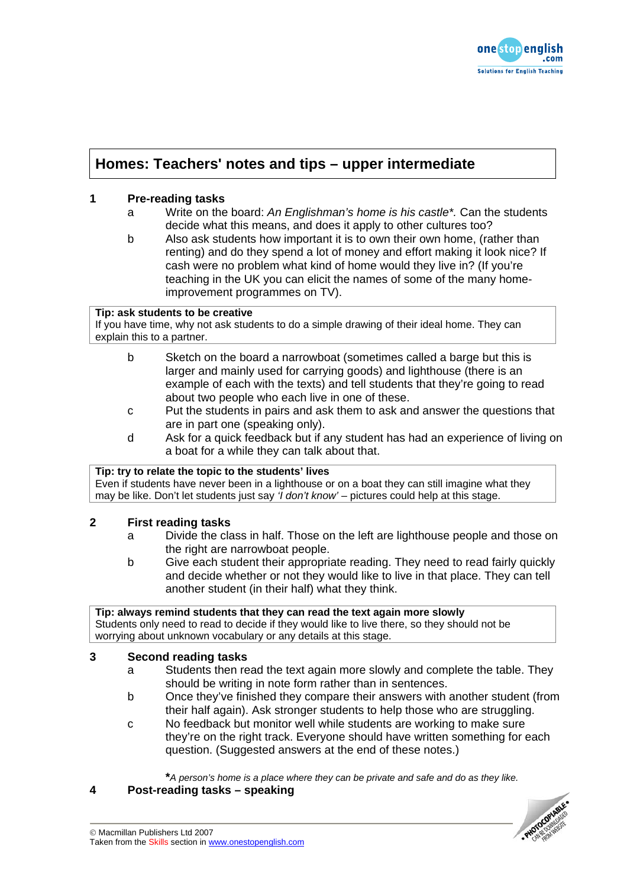# Homes: Teachers' notes and tips – upper intermediate

## 1 Pre-reading tasks

a. Write on the board: *An Englishman's home is his castle\**. Can the students decide what this means, and does it apply to other cultures too?

b. Also ask students how important it is to own their own home, (rather than renting) and do they spend a lot of money and effort making it look nice? If cash were no problem what kind of home would they live in? (If you're teaching in the UK you can elicit the names of some of the many home-improvement programmes on TV).

> **Tip: ask students to be creative**
> If you have time, why not ask students to do a simple drawing of their ideal home. They can explain this to a partner.

b. Sketch on the board a narrowboat (sometimes called a barge but this is larger and mainly used for carrying goods) and lighthouse (there is an example of each with the texts) and tell students that they're going to read about two people who each live in one of these.

c. Put the students in pairs and ask them to ask and answer the questions that are in part one (speaking only).

d. Ask for a quick feedback but if any student has had an experience of living on a boat for a while they can talk about that.

> **Tip: try to relate the topic to the students' lives**
> Even if students have never been in a lighthouse or on a boat they can still imagine what they may be like. Don't let students just say *'I don't know'* – pictures could help at this stage.

## 2 First reading tasks

a. Divide the class in half. Those on the left are lighthouse people and those on the right are narrowboat people.

b. Give each student their appropriate reading. They need to read fairly quickly and decide whether or not they would like to live in that place. They can tell another student (in their half) what they think.

> **Tip: always remind students that they can read the text again more slowly**
> Students only need to read to decide if they would like to live there, so they should not be worrying about unknown vocabulary or any details at this stage.

## 3 Second reading tasks

a. Students then read the text again more slowly and complete the table. They should be writing in note form rather than in sentences.

b. Once they've finished they compare their answers with another student (from their half again). Ask stronger students to help those who are struggling.

c. No feedback but monitor well while students are working to make sure they're on the right track. Everyone should have written something for each question. (Suggested answers at the end of these notes.)

**\****A person's home is a place where they can be private and safe and do as they like.*

## 4 Post-reading tasks – speaking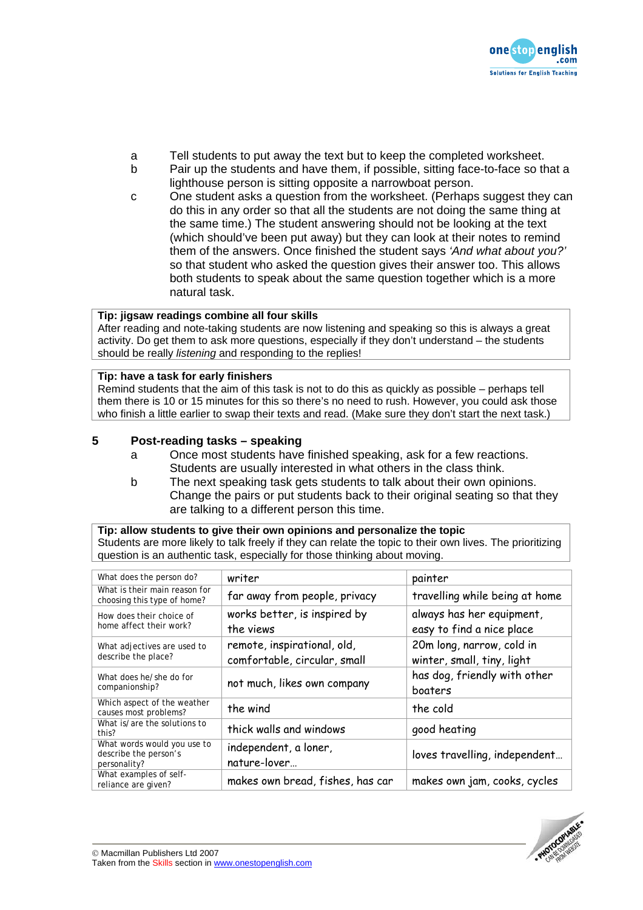a Tell students to put away the text but to keep the completed worksheet.

b Pair up the students and have them, if possible, sitting face-to-face so that a lighthouse person is sitting opposite a narrowboat person.

c One student asks a question from the worksheet. (Perhaps suggest they can do this in any order so that all the students are not doing the same thing at the same time.) The student answering should not be looking at the text (which should've been put away) but they can look at their notes to remind them of the answers. Once finished the student says *'And what about you?'* so that student who asked the question gives their answer too. This allows both students to speak about the same question together which is a more natural task.

**Tip: jigsaw readings combine all four skills**
After reading and note-taking students are now listening and speaking so this is always a great activity. Do get them to ask more questions, especially if they don't understand – the students should be really *listening* and responding to the replies!

**Tip: have a task for early finishers**
Remind students that the aim of this task is not to do this as quickly as possible – perhaps tell them there is 10 or 15 minutes for this so there's no need to rush. However, you could ask those who finish a little earlier to swap their texts and read. (Make sure they don't start the next task.)

## 5 Post-reading tasks – speaking

a Once most students have finished speaking, ask for a few reactions. Students are usually interested in what others in the class think.

b The next speaking task gets students to talk about their own opinions. Change the pairs or put students back to their original seating so that they are talking to a different person this time.

**Tip: allow students to give their own opinions and personalize the topic**
Students are more likely to talk freely if they can relate the topic to their own lives. The prioritizing question is an authentic task, especially for those thinking about moving.

| | | |
|---|---|---|
| What does the person do? | writer | painter |
| What is their main reason for choosing this type of home? | far away from people, privacy | travelling while being at home |
| How does their choice of home affect their work? | works better, is inspired by the views | always has her equipment, easy to find a nice place |
| What adjectives are used to describe the place? | remote, inspirational, old, comfortable, circular, small | 20m long, narrow, cold in winter, small, tiny, light |
| What does he/she do for companionship? | not much, likes own company | has dog, friendly with other boaters |
| Which aspect of the weather causes most problems? | the wind | the cold |
| What is/are the solutions to this? | thick walls and windows | good heating |
| What words would you use to describe the person's personality? | independent, a loner, nature-lover… | loves travelling, independent… |
| What examples of self-reliance are given? | makes own bread, fishes, has car | makes own jam, cooks, cycles |